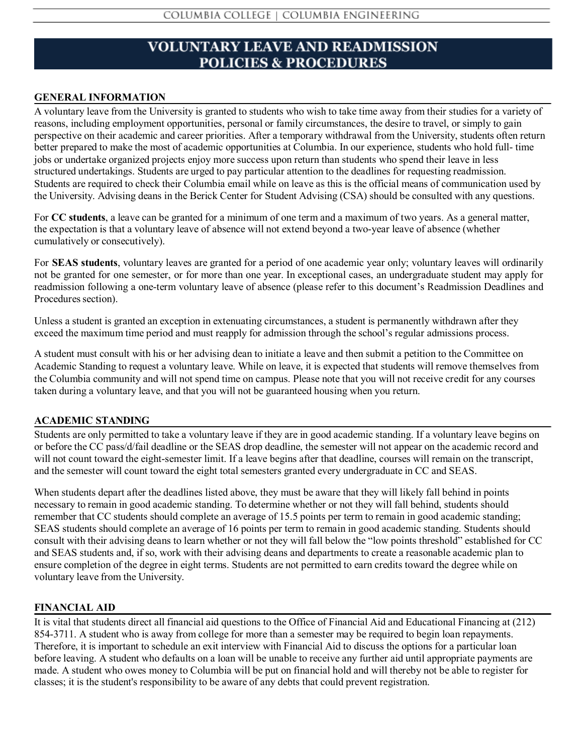# VOLUNTARY LEAVE AND READMISSION POLICIES & PROCEDURES

## GENERAL INFORMATION

A voluntary leave from the University is granted to students who wish to take time away from their studies for a variety of reasons, including employment opportunities, personal or family circumstances, the desire to travel, or simply to gain perspective on their academic and career priorities. After a temporary withdrawal from the University, students often return better prepared to make the most of academic opportunities at Columbia. In our experience, students who hold full- time jobs or undertake organized projects enjoy more success upon return than students who spend their leave in less structured undertakings. Students are urged to pay particular attention to the deadlines for requesting readmission. Students are required to check their Columbia email while on leave as this is the official means of communication used by the University. Advising deans in the Berick Center for Student Advising (CSA) should be consulted with any questions.

For **CC students**, a leave can be granted for a minimum of one term and a maximum of two years. As a general matter, the expectation is that a voluntary leave of absence will not extend beyond a two-year leave of absence (whether cumulatively or consecutively).

For **SEAS students**, voluntary leaves are granted for a period of one academic year only; voluntary leaves will ordinarily not be granted for one semester, or for more than one year. In exceptional cases, an undergraduate student may apply for readmission following a one-term voluntary leave of absence (please refer to this document's Readmission Deadlines and Procedures section).

Unless a student is granted an exception in extenuating circumstances, a student is permanently withdrawn after they exceed the maximum time period and must reapply for admission through the school's regular admissions process.

A student must consult with his or her advising dean to initiate a leave and then submit a petition to the Committee on Academic Standing to request a voluntary leave. While on leave, it is expected that students will remove themselves from the Columbia community and will not spend time on campus. Please note that you will not receive credit for any courses taken during a voluntary leave, and that you will not be guaranteed housing when you return.

## ACADEMIC STANDING

Students are only permitted to take a voluntary leave if they are in good academic standing. If a voluntary leave begins on or before the CC pass/d/fail deadline or the SEAS drop deadline, the semester will not appear on the academic record and will not count toward the eight-semester limit. If a leave begins after that deadline, courses will remain on the transcript, and the semester will count toward the eight total semesters granted every undergraduate in CC and SEAS.

When students depart after the deadlines listed above, they must be aware that they will likely fall behind in points necessary to remain in good academic standing. To determine whether or not they will fall behind, students should remember that CC students should complete an average of 15.5 points per term to remain in good academic standing; SEAS students should complete an average of 16 points per term to remain in good academic standing. Students should consult with their advising deans to learn whether or not they will fall below the "low points threshold" established for CC and SEAS students and, if so, work with their advising deans and departments to create a reasonable academic plan to ensure completion of the degree in eight terms. Students are not permitted to earn credits toward the degree while on voluntary leave from the University.

## FINANCIAL AID

It is vital that students direct all financial aid questions to the Office of Financial Aid and Educational Financing at (212) 854-3711. A student who is away from college for more than a semester may be required to begin loan repayments. Therefore, it is important to schedule an exit interview with Financial Aid to discuss the options for a particular loan before leaving. A student who defaults on a loan will be unable to receive any further aid until appropriate payments are made. A student who owes money to Columbia will be put on financial hold and will thereby not be able to register for classes; it is the student's responsibility to be aware of any debts that could prevent registration.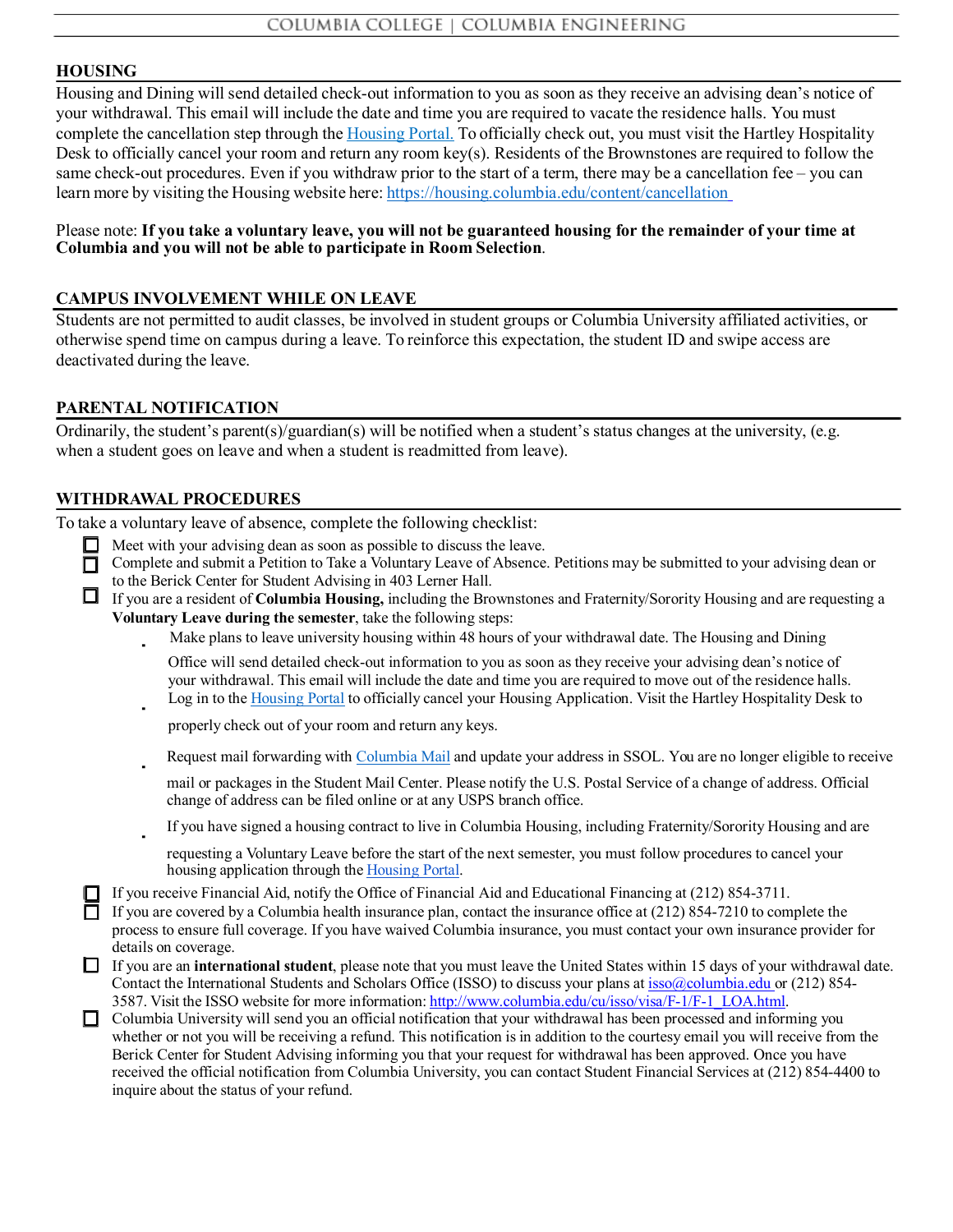## HOUSING

Housing and Dining will send detailed check-out information to you as soon as they receive an advising dean's notice of your withdrawal. This email will include the date and time you are required to vacate the residence halls. You must complete the cancellation step through the Housing Portal. To officially check out, you must visit the Hartley Hospitality Desk to officially cancel your room and return any room key(s). Residents of the Brownstones are required to follow the same check-out procedures. Even if you withdraw prior to the start of a term, there may be a cancellation fee – you can learn more by visiting the Housing website here: https://housing.columbia.edu/content/cancellation

Please note: **If you take a voluntary leave, you will not be guaranteed housing for the remainder of your time at Columbia and you will not be able to participate in Room Selection**.

## CAMPUS INVOLVEMENT WHILE ON LEAVE

Students are not permitted to audit classes, be involved in student groups or Columbia University affiliated activities, or otherwise spend time on campus during a leave. To reinforce this expectation, the student ID and swipe access are deactivated during the leave.

## PARENTAL NOTIFICATION

Ordinarily, the student's parent(s)/guardian(s) will be notified when a student's status changes at the university, (e.g. when a student goes on leave and when a student is readmitted from leave).

## WITHDRAWAL PROCEDURES

To take a voluntary leave of absence, complete the following checklist:

- [ ] Meet with your advising dean as soon as possible to discuss the leave.
- [ ] Complete and submit a Petition to Take a Voluntary Leave of Absence. Petitions may be submitted to your advising dean or to the Berick Center for Student Advising in 403 Lerner Hall.
- [ ] If you are a resident of **Columbia Housing,** including the Brownstones and Fraternity/Sorority Housing and are requesting a **Voluntary Leave during the semester**, take the following steps:
    - Make plans to leave university housing within 48 hours of your withdrawal date. The Housing and Dining Office will send detailed check-out information to you as soon as they receive your advising dean's notice of your withdrawal. This email will include the date and time you are required to move out of the residence halls.
    - Log in to the Housing Portal to officially cancel your Housing Application. Visit the Hartley Hospitality Desk to properly check out of your room and return any keys.
    - Request mail forwarding with Columbia Mail and update your address in SSOL. You are no longer eligible to receive mail or packages in the Student Mail Center. Please notify the U.S. Postal Service of a change of address. Official change of address can be filed online or at any USPS branch office.
    - If you have signed a housing contract to live in Columbia Housing, including Fraternity/Sorority Housing and are requesting a Voluntary Leave before the start of the next semester, you must follow procedures to cancel your housing application through the Housing Portal.
- [ ] If you receive Financial Aid, notify the Office of Financial Aid and Educational Financing at (212) 854-3711.
- [ ] If you are covered by a Columbia health insurance plan, contact the insurance office at (212) 854-7210 to complete the process to ensure full coverage. If you have waived Columbia insurance, you must contact your own insurance provider for details on coverage.
- [ ] If you are an **international student**, please note that you must leave the United States within 15 days of your withdrawal date. Contact the International Students and Scholars Office (ISSO) to discuss your plans at isso@columbia.edu or (212) 854-3587. Visit the ISSO website for more information: http://www.columbia.edu/cu/isso/visa/F-1/F-1_LOA.html.
- [ ] Columbia University will send you an official notification that your withdrawal has been processed and informing you whether or not you will be receiving a refund. This notification is in addition to the courtesy email you will receive from the Berick Center for Student Advising informing you that your request for withdrawal has been approved. Once you have received the official notification from Columbia University, you can contact Student Financial Services at (212) 854-4400 to inquire about the status of your refund.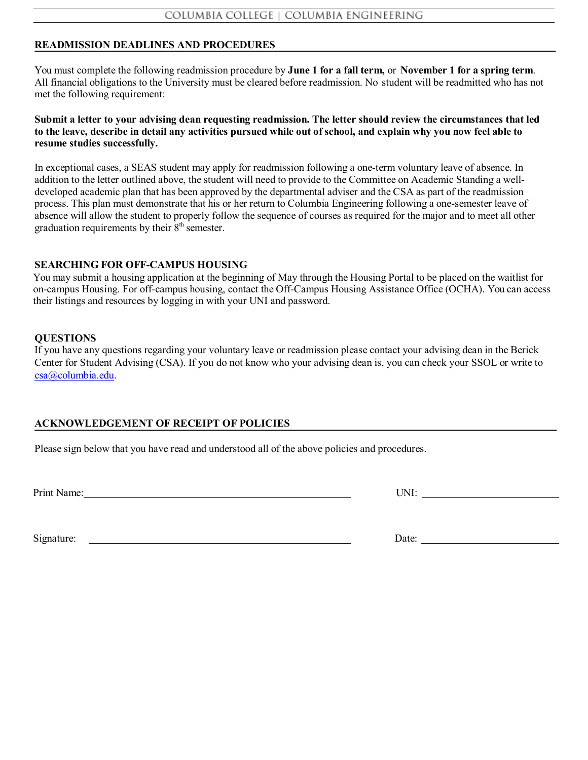## READMISSION DEADLINES AND PROCEDURES

You must complete the following readmission procedure by **June 1 for a fall term,** or **November 1 for a spring term**. All financial obligations to the University must be cleared before readmission. No student will be readmitted who has not met the following requirement:

**Submit a letter to your advising dean requesting readmission. The letter should review the circumstances that led to the leave, describe in detail any activities pursued while out of school, and explain why you now feel able to resume studies successfully.**

In exceptional cases, a SEAS student may apply for readmission following a one-term voluntary leave of absence. In addition to the letter outlined above, the student will need to provide to the Committee on Academic Standing a well-developed academic plan that has been approved by the departmental adviser and the CSA as part of the readmission process. This plan must demonstrate that his or her return to Columbia Engineering following a one-semester leave of absence will allow the student to properly follow the sequence of courses as required for the major and to meet all other graduation requirements by their 8th semester.

### SEARCHING FOR OFF-CAMPUS HOUSING

You may submit a housing application at the beginning of May through the Housing Portal to be placed on the waitlist for on-campus Housing. For off-campus housing, contact the Off-Campus Housing Assistance Office (OCHA). You can access their listings and resources by logging in with your UNI and password.

### QUESTIONS

If you have any questions regarding your voluntary leave or readmission please contact your advising dean in the Berick Center for Student Advising (CSA). If you do not know who your advising dean is, you can check your SSOL or write to csa@columbia.edu.

## ACKNOWLEDGEMENT OF RECEIPT OF POLICIES

Please sign below that you have read and understood all of the above policies and procedures.

Print Name: ______________________________ UNI: ______________________

Signature: ______________________________ Date: ______________________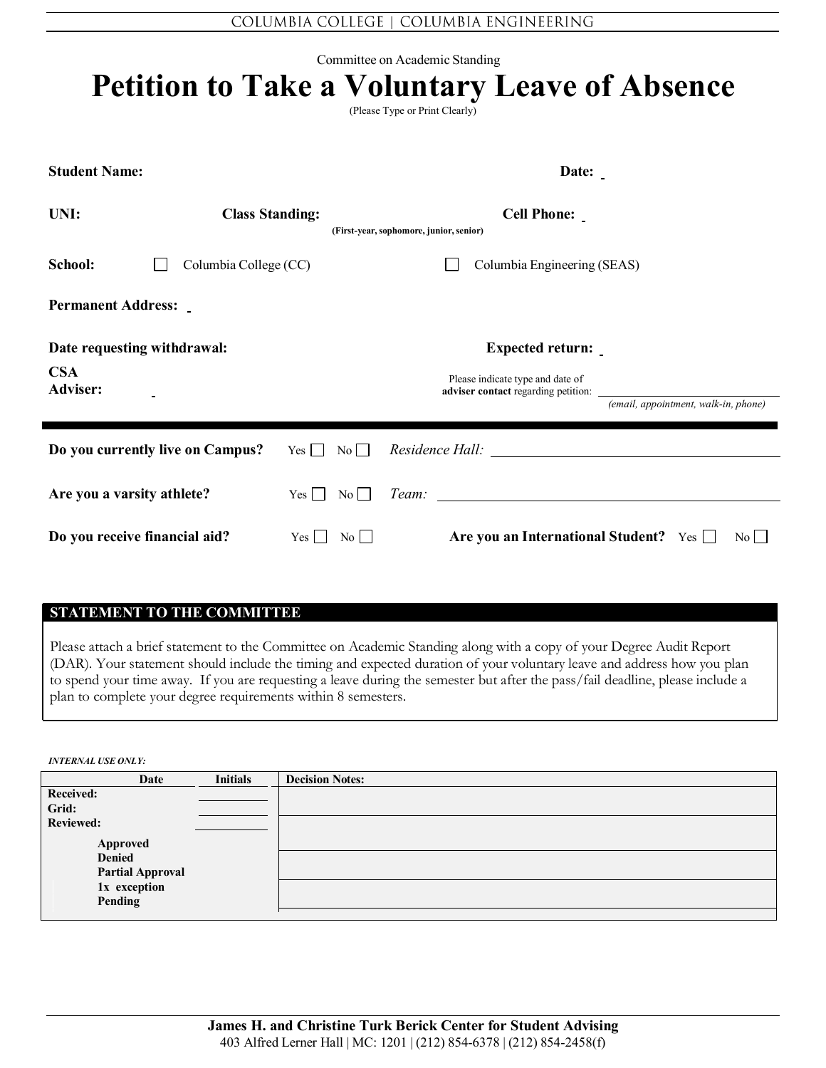COLUMBIA COLLEGE | COLUMBIA ENGINEERING

Committee on Academic Standing

# Petition to Take a Voluntary Leave of Absence

(Please Type or Print Clearly)

**Student Name:** **Date:**

**UNI:** **Class Standing:** (First-year, sophomore, junior, senior) **Cell Phone:**

**School:** ☐ Columbia College (CC) ☐ Columbia Engineering (SEAS)

**Permanent Address:**

**Date requesting withdrawal:** **Expected return:**

**CSA Adviser:**

Please indicate type and date of **adviser contact** regarding petition: ____________ *(email, appointment, walk-in, phone)*

---

**Do you currently live on Campus?** Yes ☐ No ☐ *Residence Hall:* ____________

**Are you a varsity athlete?** Yes ☐ No ☐ *Team:* ____________

**Do you receive financial aid?** Yes ☐ No ☐ **Are you an International Student?** Yes ☐ No ☐

## STATEMENT TO THE COMMITTEE

Please attach a brief statement to the Committee on Academic Standing along with a copy of your Degree Audit Report (DAR). Your statement should include the timing and expected duration of your voluntary leave and address how you plan to spend your time away. If you are requesting a leave during the semester but after the pass/fail deadline, please include a plan to complete your degree requirements within 8 semesters.

*INTERNAL USE ONLY:*

| | Date | Initials | Decision Notes: |
|---|---|---|---|
| **Received:** | | | |
| **Grid:** | | | |
| **Reviewed:** | | | |
| **Approved** | | | |
| **Denied** | | | |
| **Partial Approval** | | | |
| **1x exception** | | | |
| **Pending** | | | |

**James H. and Christine Turk Berick Center for Student Advising**
403 Alfred Lerner Hall | MC: 1201 | (212) 854-6378 | (212) 854-2458(f)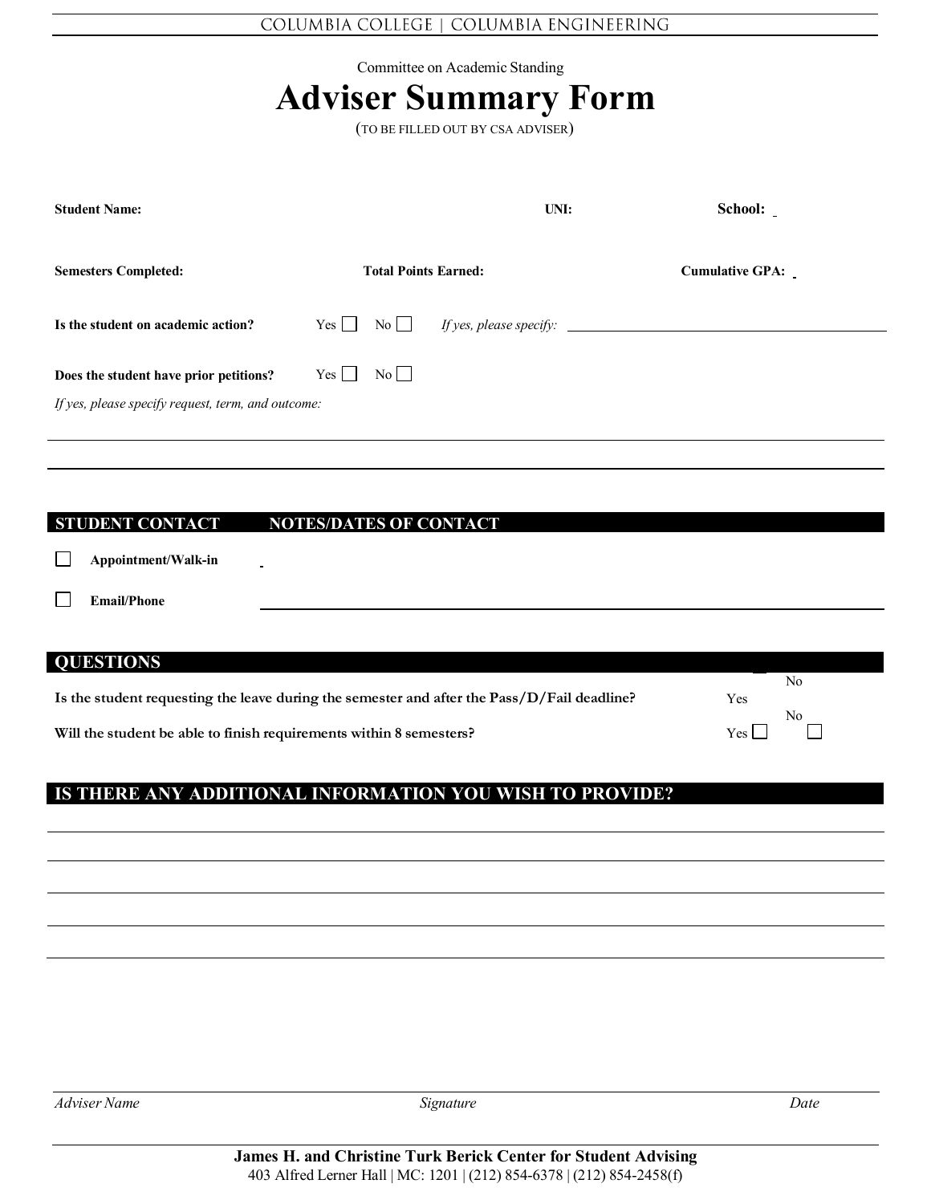COLUMBIA COLLEGE | COLUMBIA ENGINEERING

Committee on Academic Standing

# Adviser Summary Form

(TO BE FILLED OUT BY CSA ADVISER)

**Student Name:** **UNI:** **School:**

**Semesters Completed:** **Total Points Earned:** **Cumulative GPA:**

**Is the student on academic action?** Yes ☐ No ☐ *If yes, please specify:* \_\_\_\_\_\_\_\_\_\_\_\_\_\_\_\_\_\_\_\_

**Does the student have prior petitions?** Yes ☐ No ☐

*If yes, please specify request, term, and outcome:*

\_\_\_\_\_\_\_\_\_\_\_\_\_\_\_\_\_\_\_\_\_\_\_\_\_\_\_\_\_\_\_\_\_\_\_\_\_\_\_\_

\_\_\_\_\_\_\_\_\_\_\_\_\_\_\_\_\_\_\_\_\_\_\_\_\_\_\_\_\_\_\_\_\_\_\_\_\_\_\_\_

## STUDENT CONTACT NOTES/DATES OF CONTACT

☐ **Appointment/Walk-in**

☐ **Email/Phone** \_\_\_\_\_\_\_\_\_\_\_\_\_\_\_\_\_\_\_\_\_\_\_\_\_\_\_\_\_\_\_\_

## QUESTIONS

**Is the student requesting the leave during the semester and after the Pass/D/Fail deadline?** Yes No

**Will the student be able to finish requirements within 8 semesters?** Yes ☐ No ☐

## IS THERE ANY ADDITIONAL INFORMATION YOU WISH TO PROVIDE?

\_\_\_\_\_\_\_\_\_\_\_\_\_\_\_\_\_\_\_\_\_\_\_\_\_\_\_\_\_\_\_\_\_\_\_\_\_\_\_\_

\_\_\_\_\_\_\_\_\_\_\_\_\_\_\_\_\_\_\_\_\_\_\_\_\_\_\_\_\_\_\_\_\_\_\_\_\_\_\_\_

\_\_\_\_\_\_\_\_\_\_\_\_\_\_\_\_\_\_\_\_\_\_\_\_\_\_\_\_\_\_\_\_\_\_\_\_\_\_\_\_

\_\_\_\_\_\_\_\_\_\_\_\_\_\_\_\_\_\_\_\_\_\_\_\_\_\_\_\_\_\_\_\_\_\_\_\_\_\_\_\_

\_\_\_\_\_\_\_\_\_\_\_\_\_\_\_\_\_\_\_\_\_\_\_\_\_\_\_\_\_\_\_\_\_\_\_\_\_\_\_\_

*Adviser Name* *Signature* *Date*

**James H. and Christine Turk Berick Center for Student Advising**

403 Alfred Lerner Hall | MC: 1201 | (212) 854-6378 | (212) 854-2458(f)